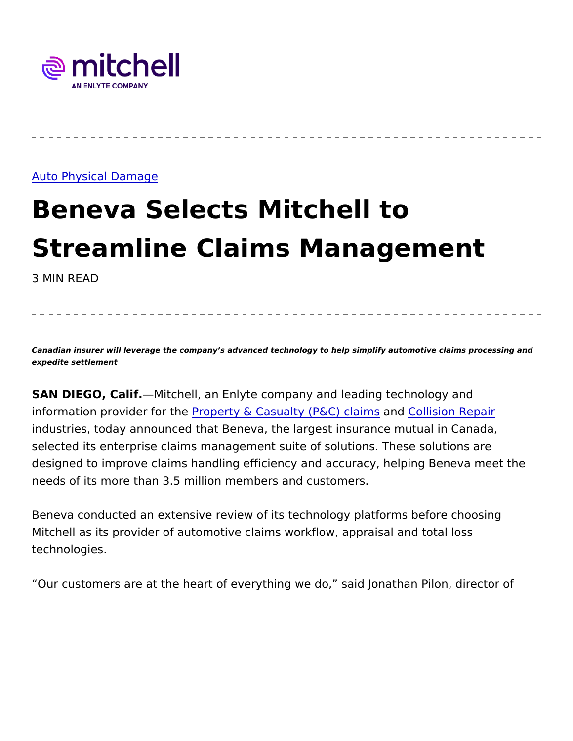Auto Physical Damage

# Beneva Selects Mitchell to Streamline Claims Management

3 MIN READ

***Canadian insurer will leverage the company's advanced technology to help simplify automotive claims processing and expedite settlement***

**SAN DIEGO, Calif.**—Mitchell, an Enlyte company and leading technology and information provider for the Property & Casualty (P&C) claims and Collision Repair industries, today announced that Beneva, the largest insurance mutual in Canada, selected its enterprise claims management suite of solutions. These solutions are designed to improve claims handling efficiency and accuracy, helping Beneva meet the needs of its more than 3.5 million members and customers.

Beneva conducted an extensive review of its technology platforms before choosing Mitchell as its provider of automotive claims workflow, appraisal and total loss technologies.

"Our customers are at the heart of everything we do," said Jonathan Pilon, director of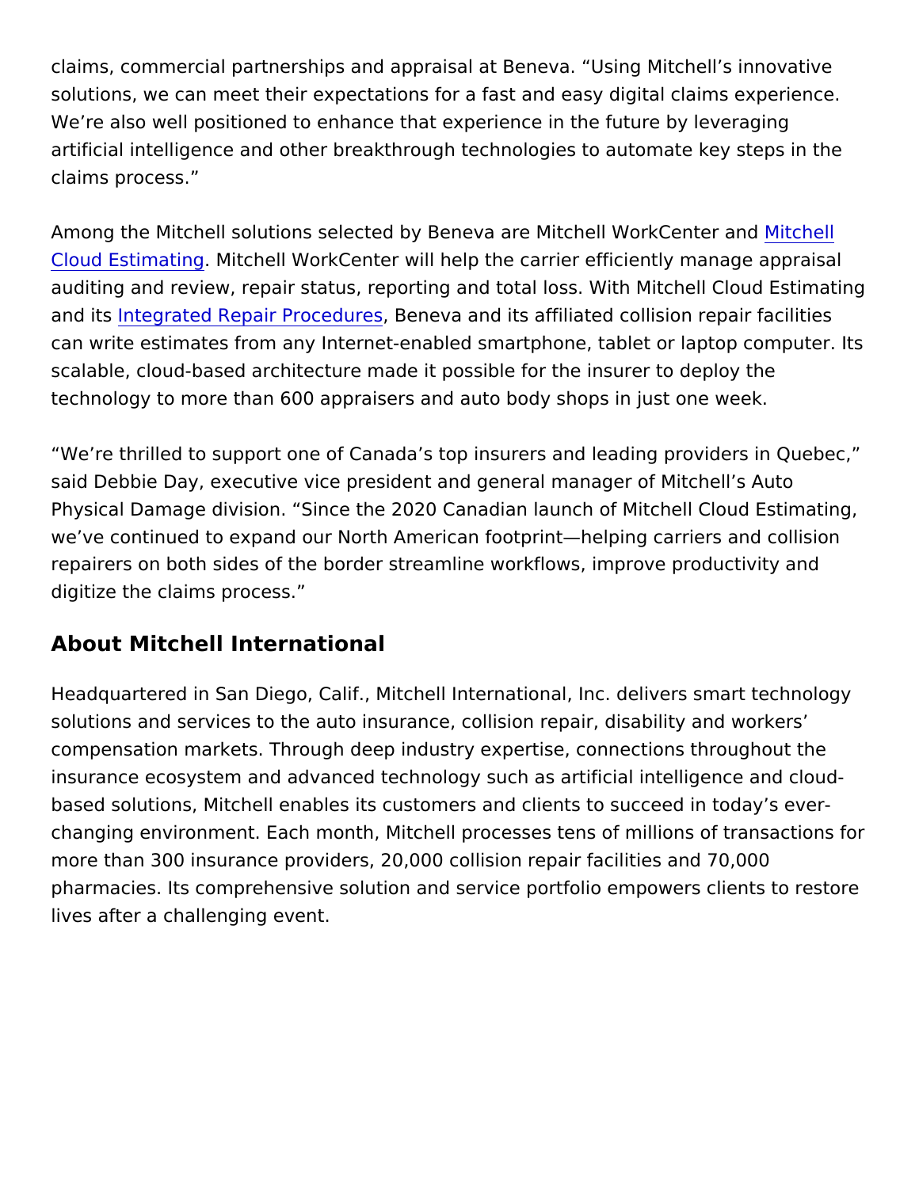claims, commercial partnerships and appraisal at Beneva. "Using Mitchell's innovative solutions, we can meet their expectations for a fast and easy digital claims experience. We're also well positioned to enhance that experience in the future by leveraging artificial intelligence and other breakthrough technologies to automate key steps in the claims process."

Among the Mitchell solutions selected by Beneva are Mitchell WorkCenter and Mitchell Cloud Estimating. Mitchell WorkCenter will help the carrier efficiently manage appraisal auditing and review, repair status, reporting and total loss. With Mitchell Cloud Estimating and its Integrated Repair Procedures, Beneva and its affiliated collision repair facilities can write estimates from any Internet-enabled smartphone, tablet or laptop computer. Its scalable, cloud-based architecture made it possible for the insurer to deploy the technology to more than 600 appraisers and auto body shops in just one week.

"We're thrilled to support one of Canada's top insurers and leading providers in Quebec," said Debbie Day, executive vice president and general manager of Mitchell's Auto Physical Damage division. "Since the 2020 Canadian launch of Mitchell Cloud Estimating, we've continued to expand our North American footprint—helping carriers and collision repairers on both sides of the border streamline workflows, improve productivity and digitize the claims process."

## About Mitchell International

Headquartered in San Diego, Calif., Mitchell International, Inc. delivers smart technology solutions and services to the auto insurance, collision repair, disability and workers' compensation markets. Through deep industry expertise, connections throughout the insurance ecosystem and advanced technology such as artificial intelligence and cloud-based solutions, Mitchell enables its customers and clients to succeed in today's ever-changing environment. Each month, Mitchell processes tens of millions of transactions for more than 300 insurance providers, 20,000 collision repair facilities and 70,000 pharmacies. Its comprehensive solution and service portfolio empowers clients to restore lives after a challenging event.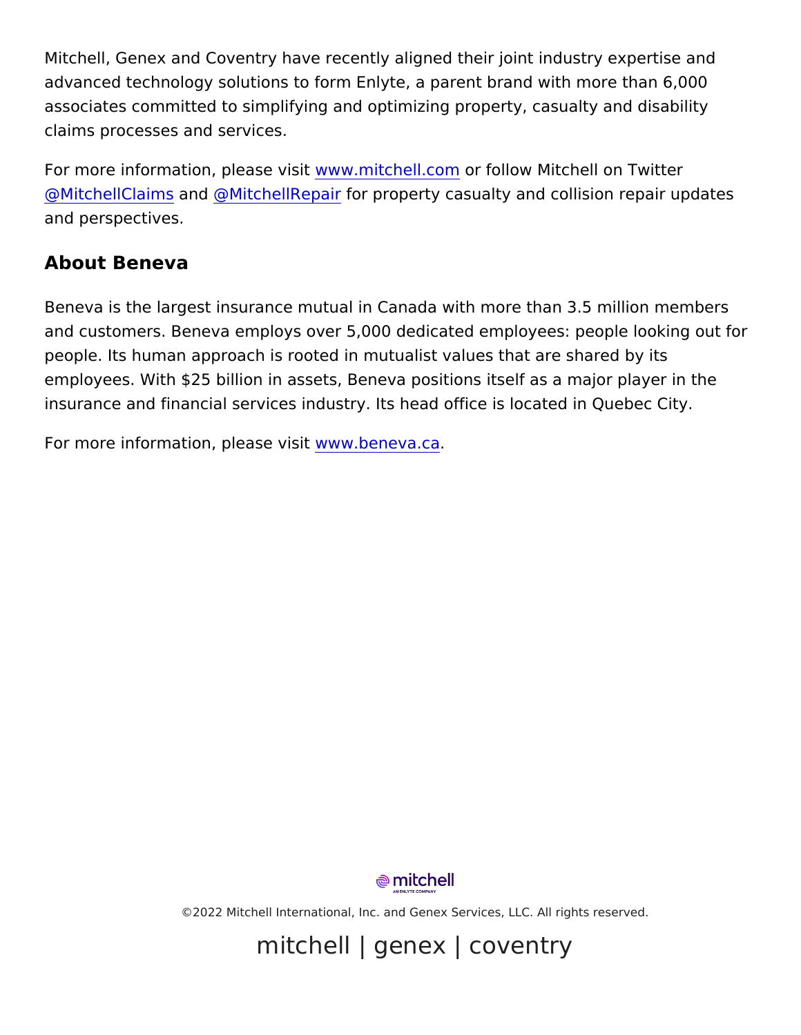Mitchell, Genex and Coventry have recently aligned their joint industry expertise and advanced technology solutions to form Enlyte, a parent brand with more than 6,000 associates committed to simplifying and optimizing property, casualty and disability claims processes and services.

For more information, please visit www.mitchell.com or follow Mitchell on Twitter @MitchellClaims and @MitchellRepair for property casualty and collision repair updates and perspectives.

## About Beneva

Beneva is the largest insurance mutual in Canada with more than 3.5 million members and customers. Beneva employs over 5,000 dedicated employees: people looking out for people. Its human approach is rooted in mutualist values that are shared by its employees. With $25 billion in assets, Beneva positions itself as a major player in the insurance and financial services industry. Its head office is located in Quebec City.

For more information, please visit www.beneva.ca.

©2022 Mitchell International, Inc. and Genex Services, LLC. All rights reserved.

mitchell | genex | coventry